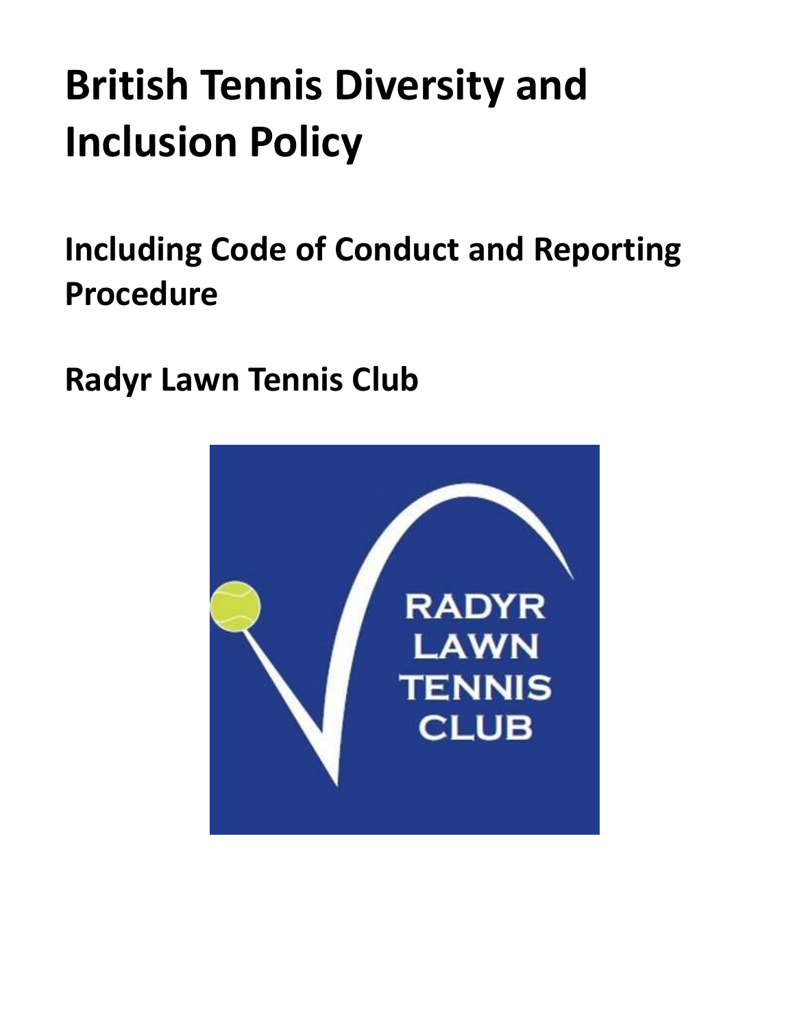# British Tennis Diversity and Inclusion Policy

## Including Code of Conduct and Reporting Procedure

## Radyr Lawn Tennis Club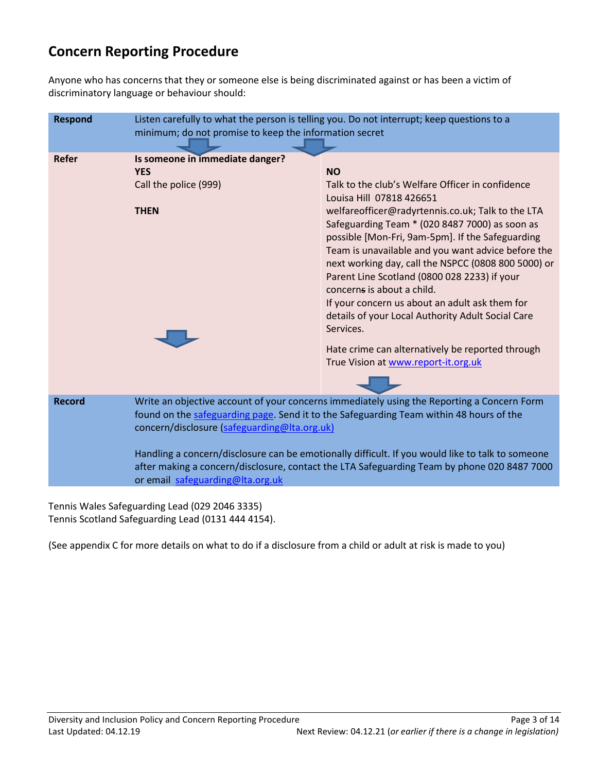## Concern Reporting Procedure

Anyone who has concerns that they or someone else is being discriminated against or has been a victim of discriminatory language or behaviour should:

| | | |
|---|---|---|
| **Respond** | Listen carefully to what the person is telling you. Do not interrupt; keep questions to a minimum; do not promise to keep the information secret | |
| **Refer** | **Is someone in immediate danger?**<br>**YES**<br>Call the police (999)<br><br>**THEN** | **NO**<br>Talk to the club's Welfare Officer in confidence Louisa Hill 07818 426651 welfareofficer@radyrtennis.co.uk; Talk to the LTA Safeguarding Team * (020 8487 7000) as soon as possible [Mon-Fri, 9am-5pm]. If the Safeguarding Team is unavailable and you want advice before the next working day, call the NSPCC (0808 800 5000) or Parent Line Scotland (0800 028 2233) if your concerns is about a child.<br>If your concern us about an adult ask them for details of your Local Authority Adult Social Care Services.<br><br>Hate crime can alternatively be reported through True Vision at [www.report-it.org.uk](http://www.report-it.org.uk) |
| **Record** | Write an objective account of your concerns immediately using the Reporting a Concern Form found on the safeguarding page. Send it to the Safeguarding Team within 48 hours of the concern/disclosure (safeguarding@lta.org.uk)<br><br>Handling a concern/disclosure can be emotionally difficult. If you would like to talk to someone after making a concern/disclosure, contact the LTA Safeguarding Team by phone 020 8487 7000 or email safeguarding@lta.org.uk | |

Tennis Wales Safeguarding Lead (029 2046 3335)
Tennis Scotland Safeguarding Lead (0131 444 4154).

(See appendix C for more details on what to do if a disclosure from a child or adult at risk is made to you)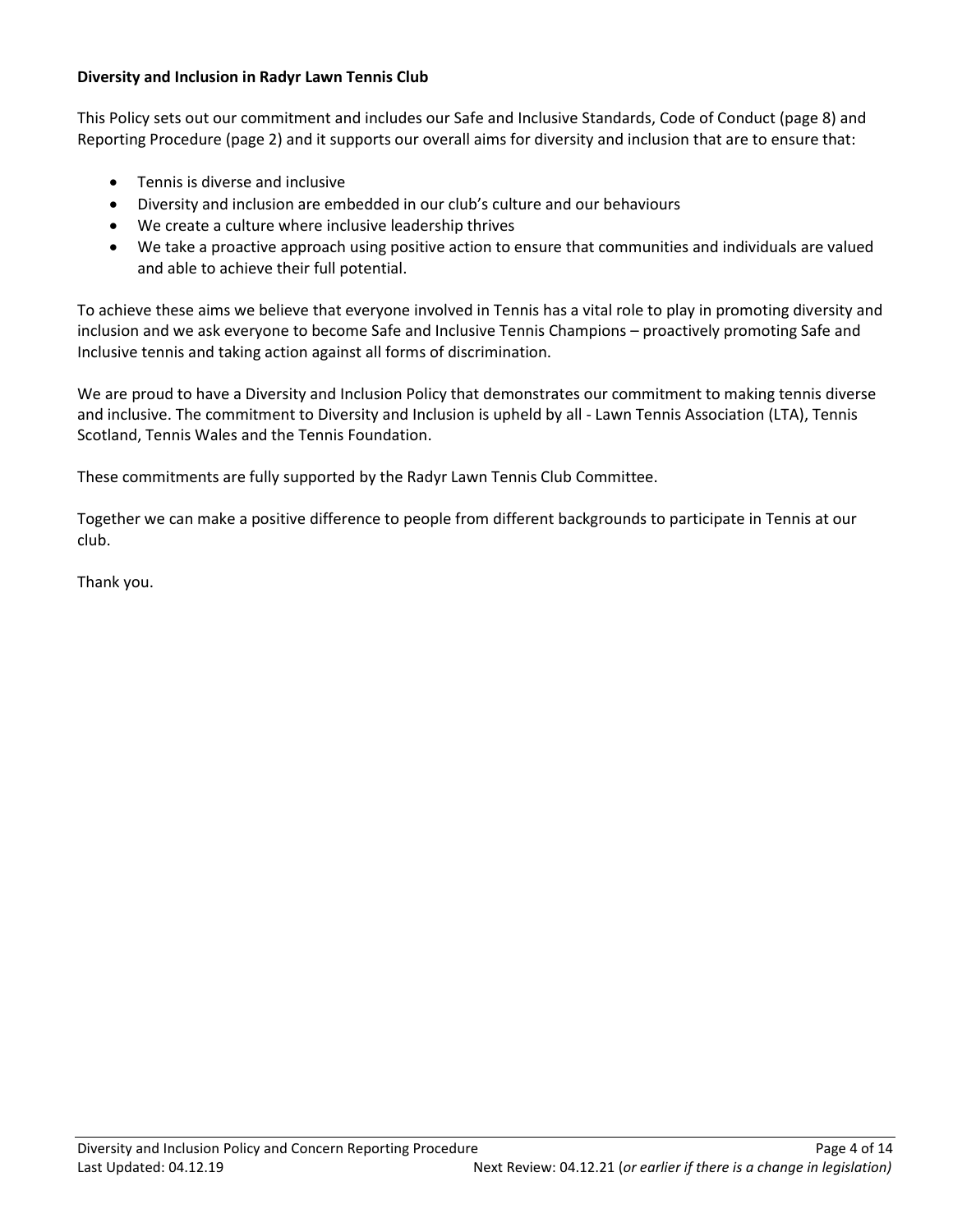**Diversity and Inclusion in Radyr Lawn Tennis Club**

This Policy sets out our commitment and includes our Safe and Inclusive Standards, Code of Conduct (page 8) and Reporting Procedure (page 2) and it supports our overall aims for diversity and inclusion that are to ensure that:

- Tennis is diverse and inclusive
- Diversity and inclusion are embedded in our club's culture and our behaviours
- We create a culture where inclusive leadership thrives
- We take a proactive approach using positive action to ensure that communities and individuals are valued and able to achieve their full potential.

To achieve these aims we believe that everyone involved in Tennis has a vital role to play in promoting diversity and inclusion and we ask everyone to become Safe and Inclusive Tennis Champions – proactively promoting Safe and Inclusive tennis and taking action against all forms of discrimination.

We are proud to have a Diversity and Inclusion Policy that demonstrates our commitment to making tennis diverse and inclusive. The commitment to Diversity and Inclusion is upheld by all - Lawn Tennis Association (LTA), Tennis Scotland, Tennis Wales and the Tennis Foundation.

These commitments are fully supported by the Radyr Lawn Tennis Club Committee.

Together we can make a positive difference to people from different backgrounds to participate in Tennis at our club.

Thank you.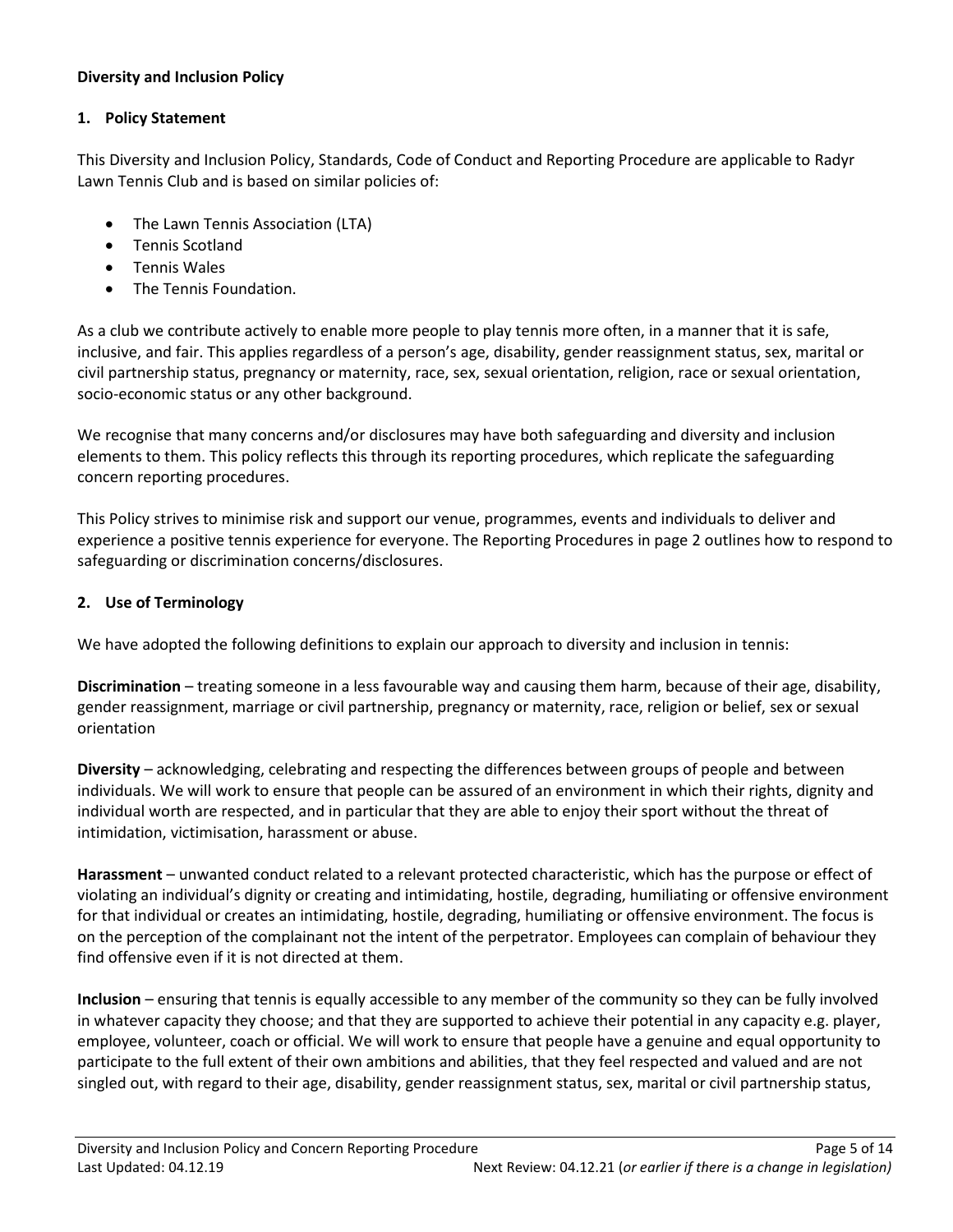**Diversity and Inclusion Policy**

## 1. Policy Statement

This Diversity and Inclusion Policy, Standards, Code of Conduct and Reporting Procedure are applicable to Radyr Lawn Tennis Club and is based on similar policies of:

- The Lawn Tennis Association (LTA)
- Tennis Scotland
- Tennis Wales
- The Tennis Foundation.

As a club we contribute actively to enable more people to play tennis more often, in a manner that it is safe, inclusive, and fair. This applies regardless of a person's age, disability, gender reassignment status, sex, marital or civil partnership status, pregnancy or maternity, race, sex, sexual orientation, religion, race or sexual orientation, socio-economic status or any other background.

We recognise that many concerns and/or disclosures may have both safeguarding and diversity and inclusion elements to them. This policy reflects this through its reporting procedures, which replicate the safeguarding concern reporting procedures.

This Policy strives to minimise risk and support our venue, programmes, events and individuals to deliver and experience a positive tennis experience for everyone. The Reporting Procedures in page 2 outlines how to respond to safeguarding or discrimination concerns/disclosures.

## 2. Use of Terminology

We have adopted the following definitions to explain our approach to diversity and inclusion in tennis:

**Discrimination** – treating someone in a less favourable way and causing them harm, because of their age, disability, gender reassignment, marriage or civil partnership, pregnancy or maternity, race, religion or belief, sex or sexual orientation

**Diversity** – acknowledging, celebrating and respecting the differences between groups of people and between individuals. We will work to ensure that people can be assured of an environment in which their rights, dignity and individual worth are respected, and in particular that they are able to enjoy their sport without the threat of intimidation, victimisation, harassment or abuse.

**Harassment** – unwanted conduct related to a relevant protected characteristic, which has the purpose or effect of violating an individual's dignity or creating and intimidating, hostile, degrading, humiliating or offensive environment for that individual or creates an intimidating, hostile, degrading, humiliating or offensive environment. The focus is on the perception of the complainant not the intent of the perpetrator. Employees can complain of behaviour they find offensive even if it is not directed at them.

**Inclusion** – ensuring that tennis is equally accessible to any member of the community so they can be fully involved in whatever capacity they choose; and that they are supported to achieve their potential in any capacity e.g. player, employee, volunteer, coach or official. We will work to ensure that people have a genuine and equal opportunity to participate to the full extent of their own ambitions and abilities, that they feel respected and valued and are not singled out, with regard to their age, disability, gender reassignment status, sex, marital or civil partnership status,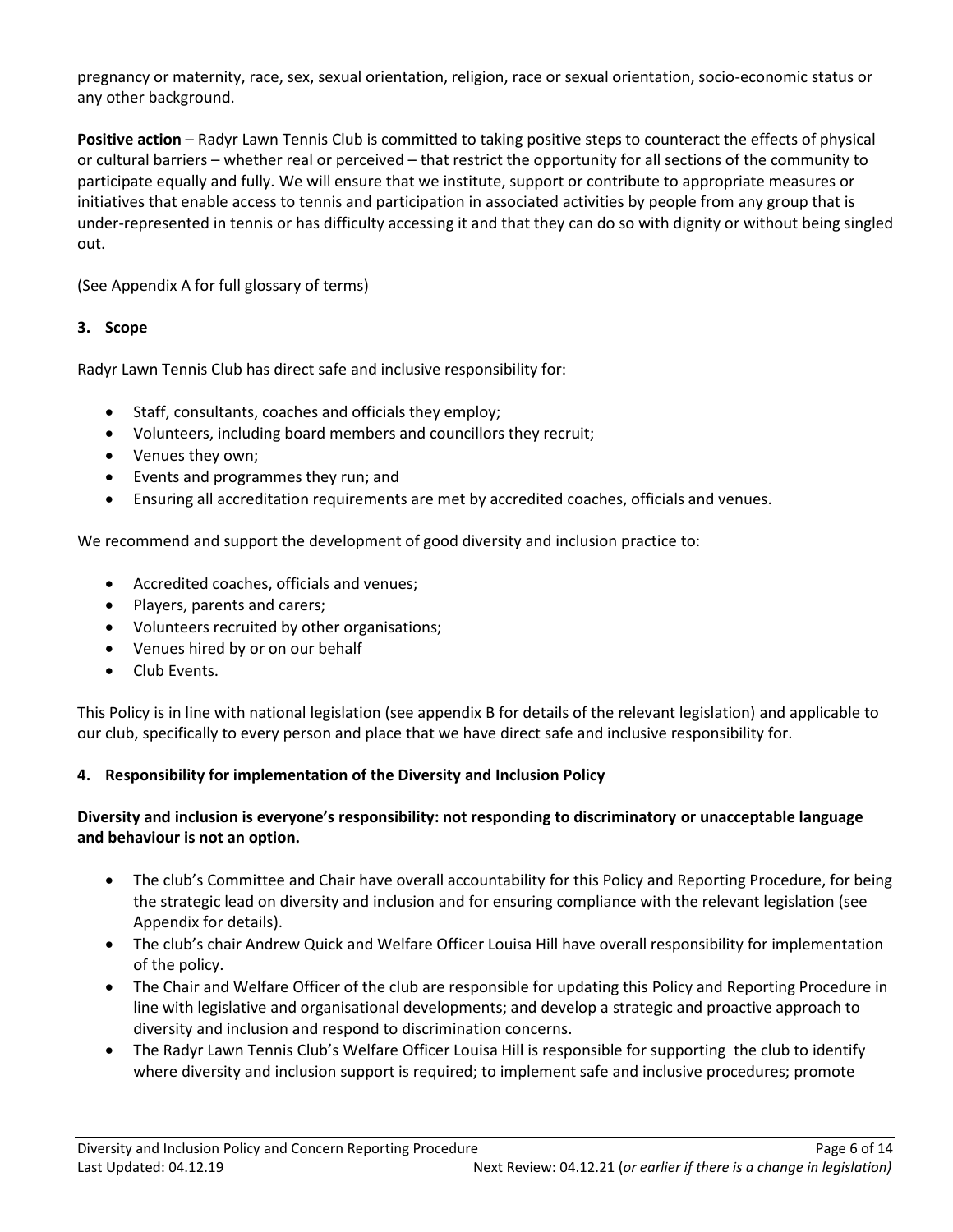pregnancy or maternity, race, sex, sexual orientation, religion, race or sexual orientation, socio-economic status or any other background.

**Positive action** – Radyr Lawn Tennis Club is committed to taking positive steps to counteract the effects of physical or cultural barriers – whether real or perceived – that restrict the opportunity for all sections of the community to participate equally and fully. We will ensure that we institute, support or contribute to appropriate measures or initiatives that enable access to tennis and participation in associated activities by people from any group that is under-represented in tennis or has difficulty accessing it and that they can do so with dignity or without being singled out.

(See Appendix A for full glossary of terms)

### 3. Scope

Radyr Lawn Tennis Club has direct safe and inclusive responsibility for:

- Staff, consultants, coaches and officials they employ;
- Volunteers, including board members and councillors they recruit;
- Venues they own;
- Events and programmes they run; and
- Ensuring all accreditation requirements are met by accredited coaches, officials and venues.

We recommend and support the development of good diversity and inclusion practice to:

- Accredited coaches, officials and venues;
- Players, parents and carers;
- Volunteers recruited by other organisations;
- Venues hired by or on our behalf
- Club Events.

This Policy is in line with national legislation (see appendix B for details of the relevant legislation) and applicable to our club, specifically to every person and place that we have direct safe and inclusive responsibility for.

### 4. Responsibility for implementation of the Diversity and Inclusion Policy

**Diversity and inclusion is everyone's responsibility: not responding to discriminatory or unacceptable language and behaviour is not an option.**

- The club's Committee and Chair have overall accountability for this Policy and Reporting Procedure, for being the strategic lead on diversity and inclusion and for ensuring compliance with the relevant legislation (see Appendix for details).
- The club's chair Andrew Quick and Welfare Officer Louisa Hill have overall responsibility for implementation of the policy.
- The Chair and Welfare Officer of the club are responsible for updating this Policy and Reporting Procedure in line with legislative and organisational developments; and develop a strategic and proactive approach to diversity and inclusion and respond to discrimination concerns.
- The Radyr Lawn Tennis Club's Welfare Officer Louisa Hill is responsible for supporting the club to identify where diversity and inclusion support is required; to implement safe and inclusive procedures; promote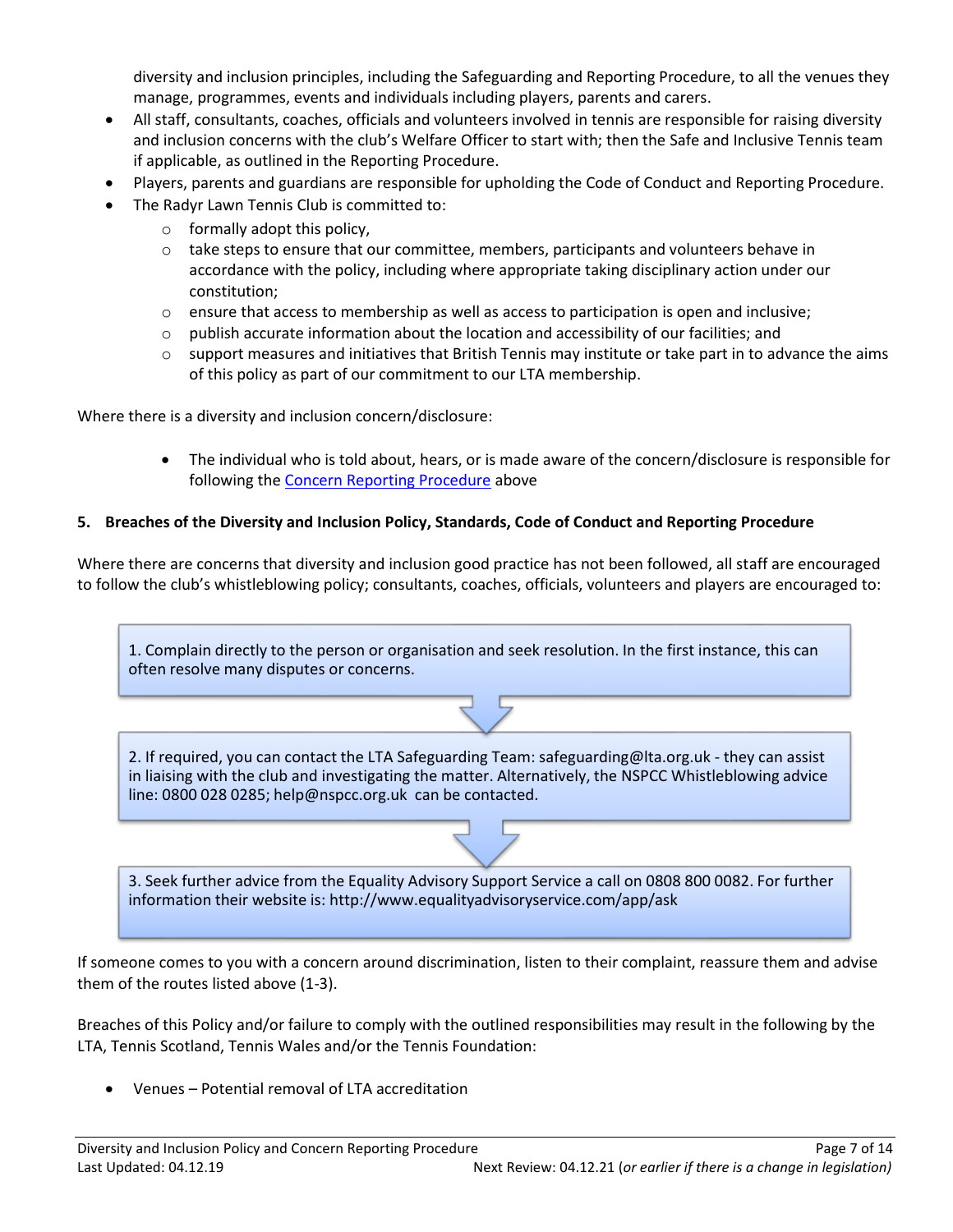diversity and inclusion principles, including the Safeguarding and Reporting Procedure, to all the venues they manage, programmes, events and individuals including players, parents and carers.

- All staff, consultants, coaches, officials and volunteers involved in tennis are responsible for raising diversity and inclusion concerns with the club's Welfare Officer to start with; then the Safe and Inclusive Tennis team if applicable, as outlined in the Reporting Procedure.
- Players, parents and guardians are responsible for upholding the Code of Conduct and Reporting Procedure.
- The Radyr Lawn Tennis Club is committed to:
  - formally adopt this policy,
  - take steps to ensure that our committee, members, participants and volunteers behave in accordance with the policy, including where appropriate taking disciplinary action under our constitution;
  - ensure that access to membership as well as access to participation is open and inclusive;
  - publish accurate information about the location and accessibility of our facilities; and
  - support measures and initiatives that British Tennis may institute or take part in to advance the aims of this policy as part of our commitment to our LTA membership.

Where there is a diversity and inclusion concern/disclosure:

- The individual who is told about, hears, or is made aware of the concern/disclosure is responsible for following the Concern Reporting Procedure above

**5. Breaches of the Diversity and Inclusion Policy, Standards, Code of Conduct and Reporting Procedure**

Where there are concerns that diversity and inclusion good practice has not been followed, all staff are encouraged to follow the club's whistleblowing policy; consultants, coaches, officials, volunteers and players are encouraged to:

1. Complain directly to the person or organisation and seek resolution. In the first instance, this can often resolve many disputes or concerns.

2. If required, you can contact the LTA Safeguarding Team: safeguarding@lta.org.uk - they can assist in liaising with the club and investigating the matter. Alternatively, the NSPCC Whistleblowing advice line: 0800 028 0285; help@nspcc.org.uk can be contacted.

3. Seek further advice from the Equality Advisory Support Service a call on 0808 800 0082. For further information their website is: http://www.equalityadvisoryservice.com/app/ask

If someone comes to you with a concern around discrimination, listen to their complaint, reassure them and advise them of the routes listed above (1-3).

Breaches of this Policy and/or failure to comply with the outlined responsibilities may result in the following by the LTA, Tennis Scotland, Tennis Wales and/or the Tennis Foundation:

- Venues – Potential removal of LTA accreditation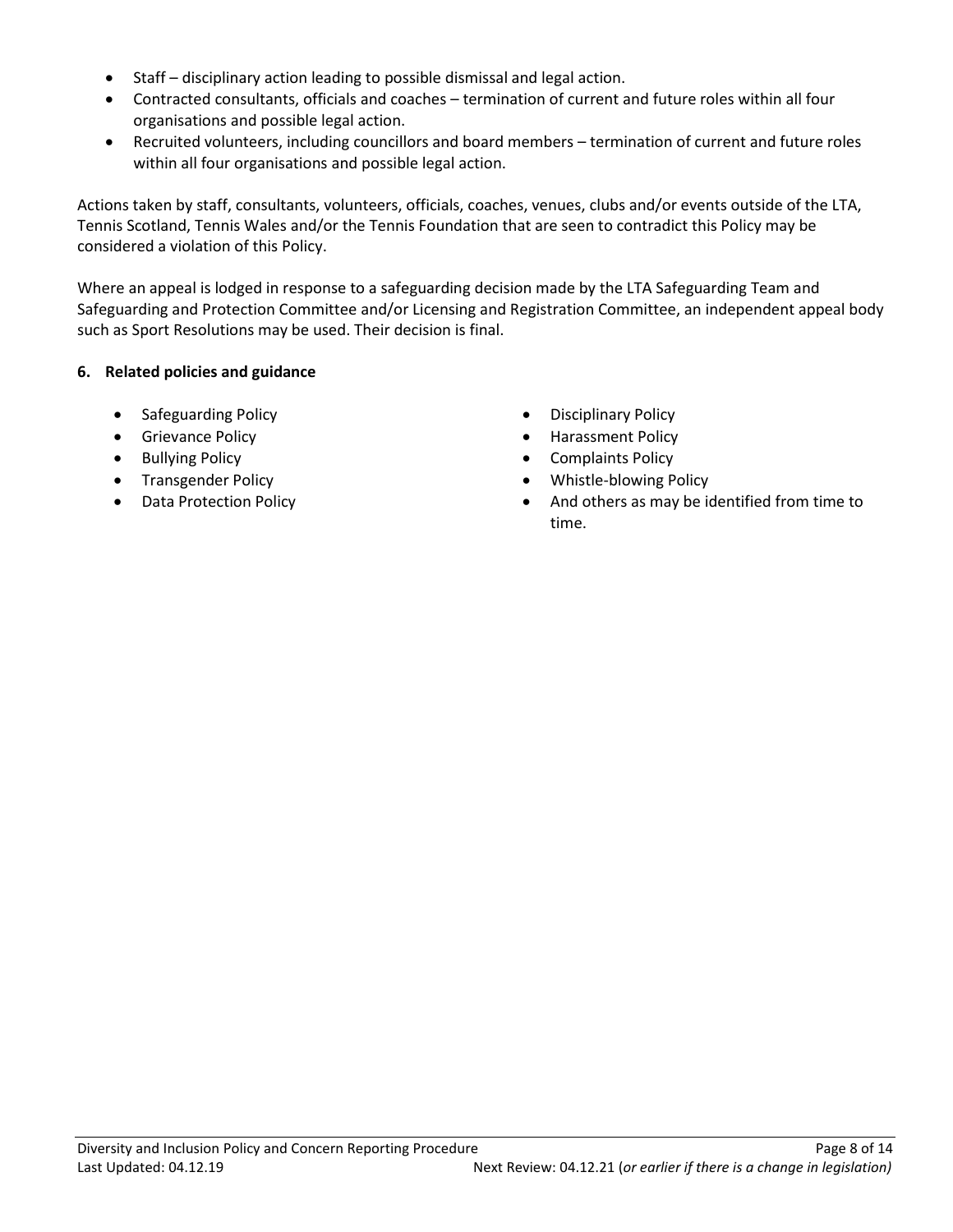- Staff – disciplinary action leading to possible dismissal and legal action.
- Contracted consultants, officials and coaches – termination of current and future roles within all four organisations and possible legal action.
- Recruited volunteers, including councillors and board members – termination of current and future roles within all four organisations and possible legal action.

Actions taken by staff, consultants, volunteers, officials, coaches, venues, clubs and/or events outside of the LTA, Tennis Scotland, Tennis Wales and/or the Tennis Foundation that are seen to contradict this Policy may be considered a violation of this Policy.

Where an appeal is lodged in response to a safeguarding decision made by the LTA Safeguarding Team and Safeguarding and Protection Committee and/or Licensing and Registration Committee, an independent appeal body such as Sport Resolutions may be used. Their decision is final.

## 6. Related policies and guidance

- Safeguarding Policy
- Grievance Policy
- Bullying Policy
- Transgender Policy
- Data Protection Policy
- Disciplinary Policy
- Harassment Policy
- Complaints Policy
- Whistle-blowing Policy
- And others as may be identified from time to time.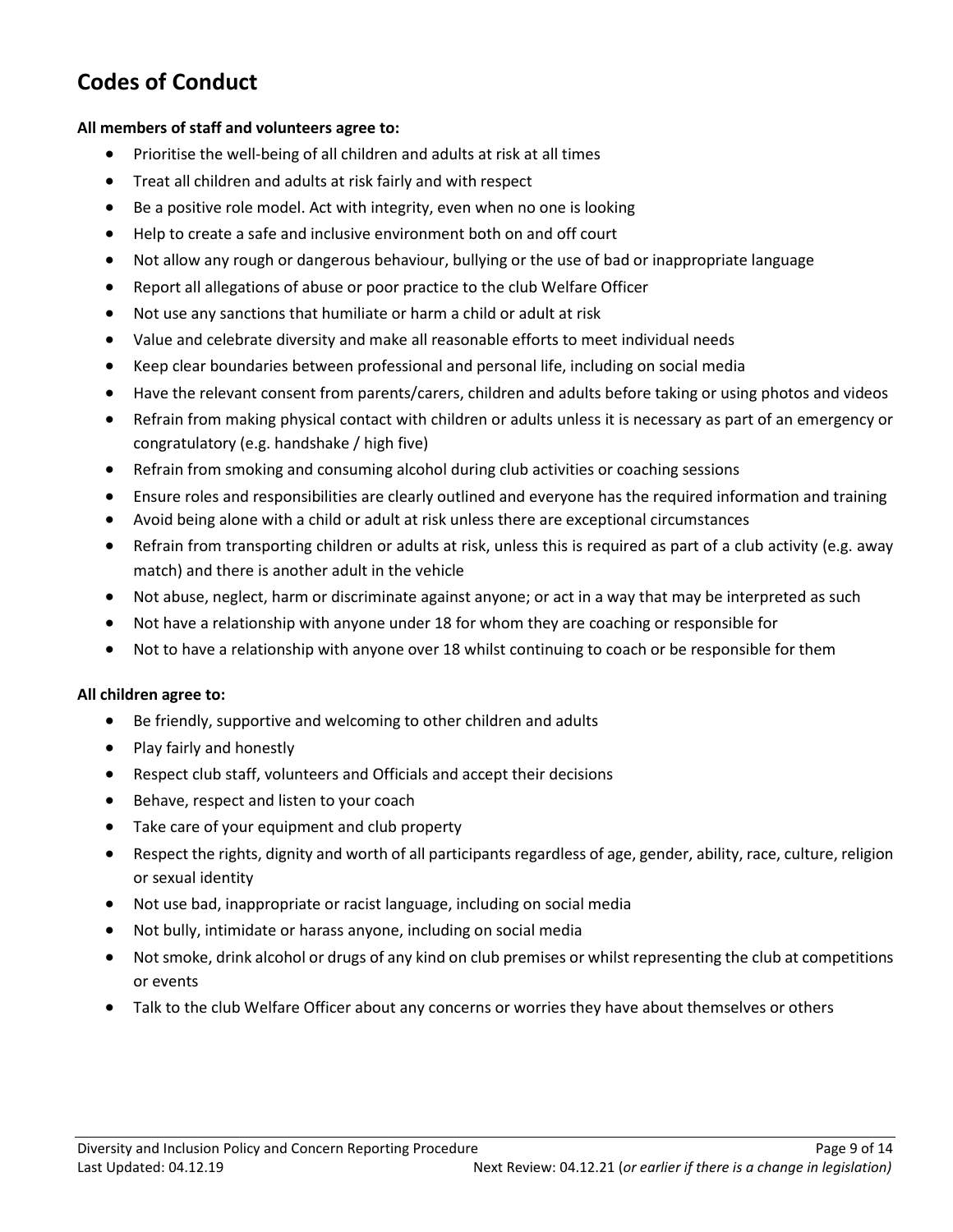## Codes of Conduct

**All members of staff and volunteers agree to:**

- Prioritise the well-being of all children and adults at risk at all times
- Treat all children and adults at risk fairly and with respect
- Be a positive role model. Act with integrity, even when no one is looking
- Help to create a safe and inclusive environment both on and off court
- Not allow any rough or dangerous behaviour, bullying or the use of bad or inappropriate language
- Report all allegations of abuse or poor practice to the club Welfare Officer
- Not use any sanctions that humiliate or harm a child or adult at risk
- Value and celebrate diversity and make all reasonable efforts to meet individual needs
- Keep clear boundaries between professional and personal life, including on social media
- Have the relevant consent from parents/carers, children and adults before taking or using photos and videos
- Refrain from making physical contact with children or adults unless it is necessary as part of an emergency or congratulatory (e.g. handshake / high five)
- Refrain from smoking and consuming alcohol during club activities or coaching sessions
- Ensure roles and responsibilities are clearly outlined and everyone has the required information and training
- Avoid being alone with a child or adult at risk unless there are exceptional circumstances
- Refrain from transporting children or adults at risk, unless this is required as part of a club activity (e.g. away match) and there is another adult in the vehicle
- Not abuse, neglect, harm or discriminate against anyone; or act in a way that may be interpreted as such
- Not have a relationship with anyone under 18 for whom they are coaching or responsible for
- Not to have a relationship with anyone over 18 whilst continuing to coach or be responsible for them

**All children agree to:**

- Be friendly, supportive and welcoming to other children and adults
- Play fairly and honestly
- Respect club staff, volunteers and Officials and accept their decisions
- Behave, respect and listen to your coach
- Take care of your equipment and club property
- Respect the rights, dignity and worth of all participants regardless of age, gender, ability, race, culture, religion or sexual identity
- Not use bad, inappropriate or racist language, including on social media
- Not bully, intimidate or harass anyone, including on social media
- Not smoke, drink alcohol or drugs of any kind on club premises or whilst representing the club at competitions or events
- Talk to the club Welfare Officer about any concerns or worries they have about themselves or others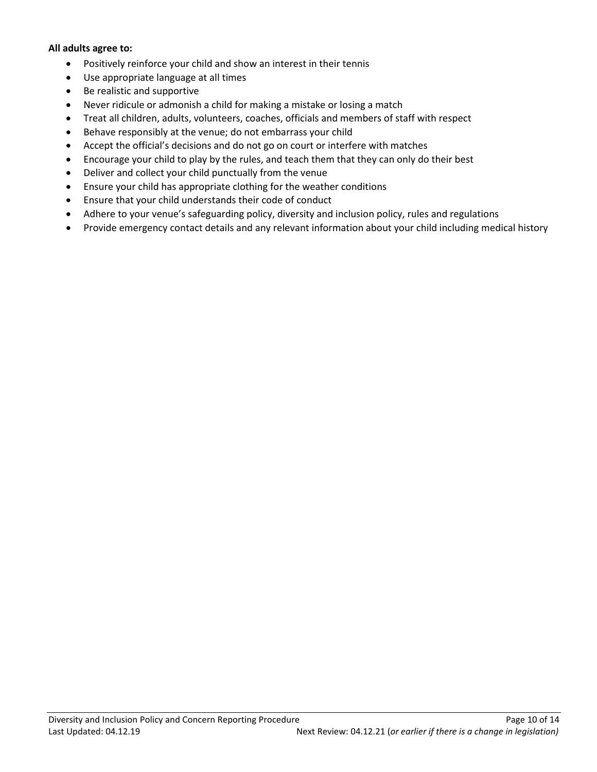**All adults agree to:**

- Positively reinforce your child and show an interest in their tennis
- Use appropriate language at all times
- Be realistic and supportive
- Never ridicule or admonish a child for making a mistake or losing a match
- Treat all children, adults, volunteers, coaches, officials and members of staff with respect
- Behave responsibly at the venue; do not embarrass your child
- Accept the official's decisions and do not go on court or interfere with matches
- Encourage your child to play by the rules, and teach them that they can only do their best
- Deliver and collect your child punctually from the venue
- Ensure your child has appropriate clothing for the weather conditions
- Ensure that your child understands their code of conduct
- Adhere to your venue's safeguarding policy, diversity and inclusion policy, rules and regulations
- Provide emergency contact details and any relevant information about your child including medical history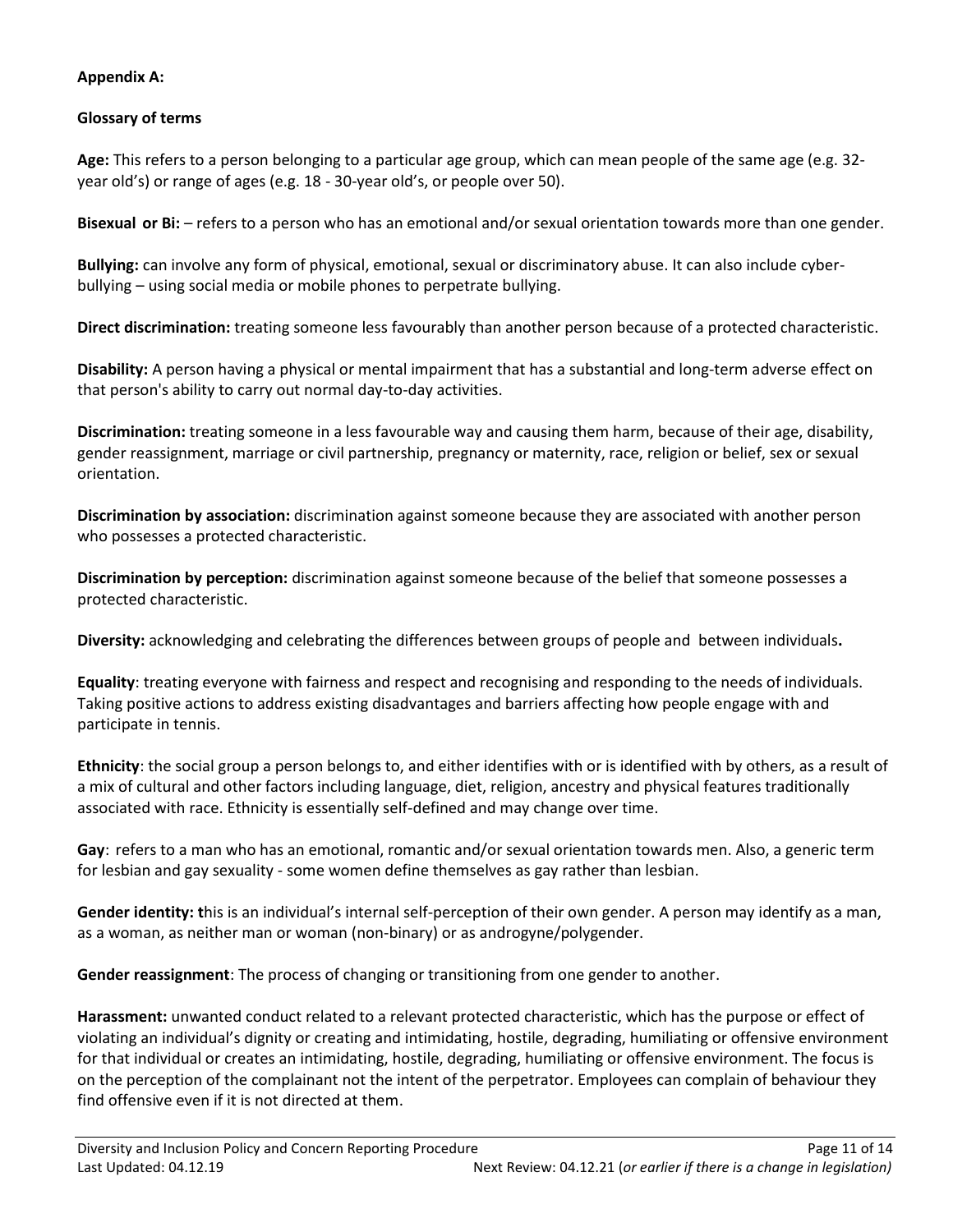**Appendix A:**

**Glossary of terms**

**Age:** This refers to a person belonging to a particular age group, which can mean people of the same age (e.g. 32-year old's) or range of ages (e.g. 18 - 30-year old's, or people over 50).

**Bisexual or Bi:** – refers to a person who has an emotional and/or sexual orientation towards more than one gender.

**Bullying:** can involve any form of physical, emotional, sexual or discriminatory abuse. It can also include cyber-bullying – using social media or mobile phones to perpetrate bullying.

**Direct discrimination:** treating someone less favourably than another person because of a protected characteristic.

**Disability:** A person having a physical or mental impairment that has a substantial and long-term adverse effect on that person's ability to carry out normal day-to-day activities.

**Discrimination:** treating someone in a less favourable way and causing them harm, because of their age, disability, gender reassignment, marriage or civil partnership, pregnancy or maternity, race, religion or belief, sex or sexual orientation.

**Discrimination by association:** discrimination against someone because they are associated with another person who possesses a protected characteristic.

**Discrimination by perception:** discrimination against someone because of the belief that someone possesses a protected characteristic.

**Diversity:** acknowledging and celebrating the differences between groups of people and between individuals**.**

**Equality**: treating everyone with fairness and respect and recognising and responding to the needs of individuals. Taking positive actions to address existing disadvantages and barriers affecting how people engage with and participate in tennis.

**Ethnicity**: the social group a person belongs to, and either identifies with or is identified with by others, as a result of a mix of cultural and other factors including language, diet, religion, ancestry and physical features traditionally associated with race. Ethnicity is essentially self-defined and may change over time.

**Gay**: refers to a man who has an emotional, romantic and/or sexual orientation towards men. Also, a generic term for lesbian and gay sexuality - some women define themselves as gay rather than lesbian.

**Gender identity: t**his is an individual's internal self-perception of their own gender. A person may identify as a man, as a woman, as neither man or woman (non-binary) or as androgyne/polygender.

**Gender reassignment**: The process of changing or transitioning from one gender to another.

**Harassment:** unwanted conduct related to a relevant protected characteristic, which has the purpose or effect of violating an individual's dignity or creating and intimidating, hostile, degrading, humiliating or offensive environment for that individual or creates an intimidating, hostile, degrading, humiliating or offensive environment. The focus is on the perception of the complainant not the intent of the perpetrator. Employees can complain of behaviour they find offensive even if it is not directed at them.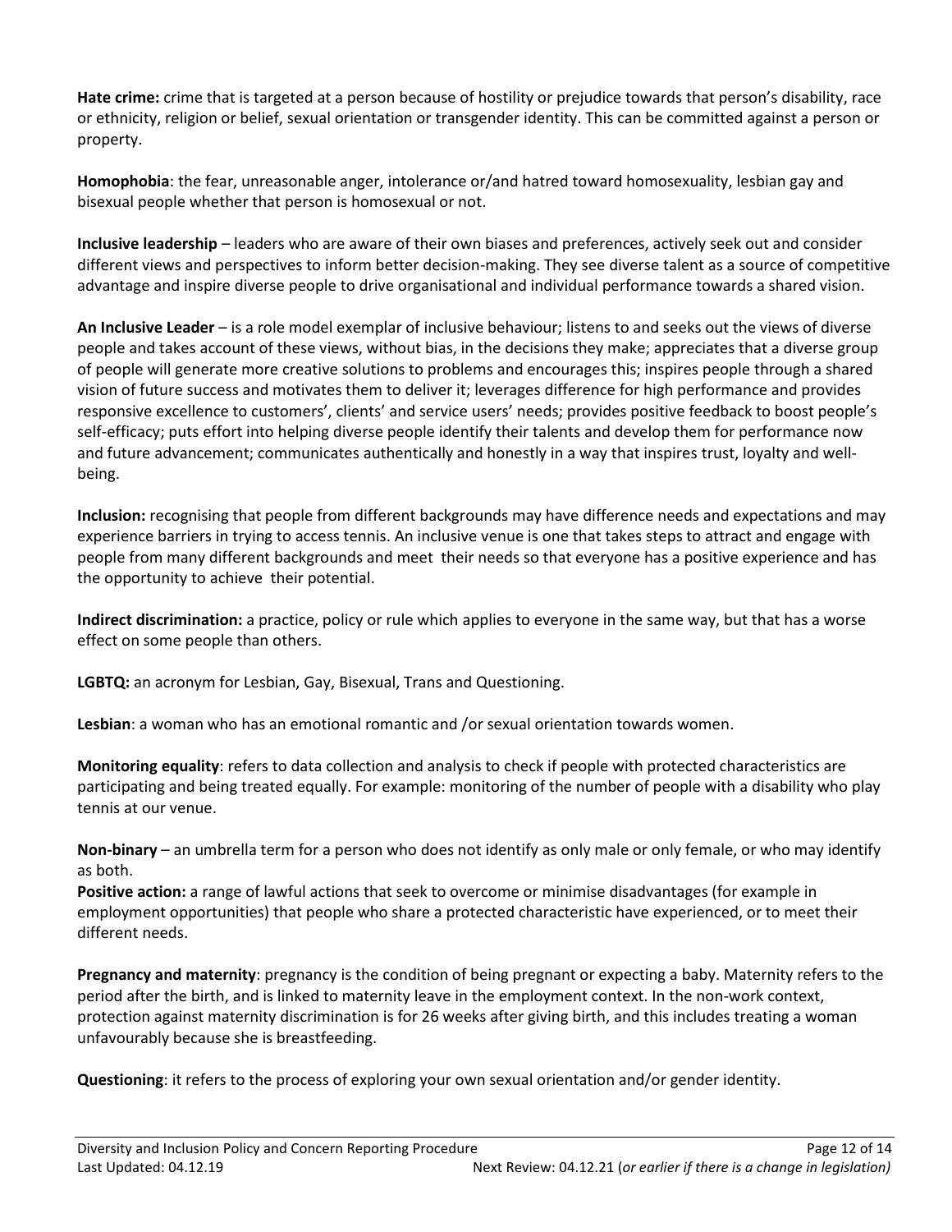**Hate crime:** crime that is targeted at a person because of hostility or prejudice towards that person's disability, race or ethnicity, religion or belief, sexual orientation or transgender identity. This can be committed against a person or property.

**Homophobia**: the fear, unreasonable anger, intolerance or/and hatred toward homosexuality, lesbian gay and bisexual people whether that person is homosexual or not.

**Inclusive leadership** – leaders who are aware of their own biases and preferences, actively seek out and consider different views and perspectives to inform better decision-making. They see diverse talent as a source of competitive advantage and inspire diverse people to drive organisational and individual performance towards a shared vision.

**An Inclusive Leader** – is a role model exemplar of inclusive behaviour; listens to and seeks out the views of diverse people and takes account of these views, without bias, in the decisions they make; appreciates that a diverse group of people will generate more creative solutions to problems and encourages this; inspires people through a shared vision of future success and motivates them to deliver it; leverages difference for high performance and provides responsive excellence to customers', clients' and service users' needs; provides positive feedback to boost people's self-efficacy; puts effort into helping diverse people identify their talents and develop them for performance now and future advancement; communicates authentically and honestly in a way that inspires trust, loyalty and well-being.

**Inclusion:** recognising that people from different backgrounds may have difference needs and expectations and may experience barriers in trying to access tennis. An inclusive venue is one that takes steps to attract and engage with people from many different backgrounds and meet their needs so that everyone has a positive experience and has the opportunity to achieve their potential.

**Indirect discrimination:** a practice, policy or rule which applies to everyone in the same way, but that has a worse effect on some people than others.

**LGBTQ:** an acronym for Lesbian, Gay, Bisexual, Trans and Questioning.

**Lesbian**: a woman who has an emotional romantic and /or sexual orientation towards women.

**Monitoring equality**: refers to data collection and analysis to check if people with protected characteristics are participating and being treated equally. For example: monitoring of the number of people with a disability who play tennis at our venue.

**Non-binary** – an umbrella term for a person who does not identify as only male or only female, or who may identify as both.

**Positive action:** a range of lawful actions that seek to overcome or minimise disadvantages (for example in employment opportunities) that people who share a protected characteristic have experienced, or to meet their different needs.

**Pregnancy and maternity**: pregnancy is the condition of being pregnant or expecting a baby. Maternity refers to the period after the birth, and is linked to maternity leave in the employment context. In the non-work context, protection against maternity discrimination is for 26 weeks after giving birth, and this includes treating a woman unfavourably because she is breastfeeding.

**Questioning**: it refers to the process of exploring your own sexual orientation and/or gender identity.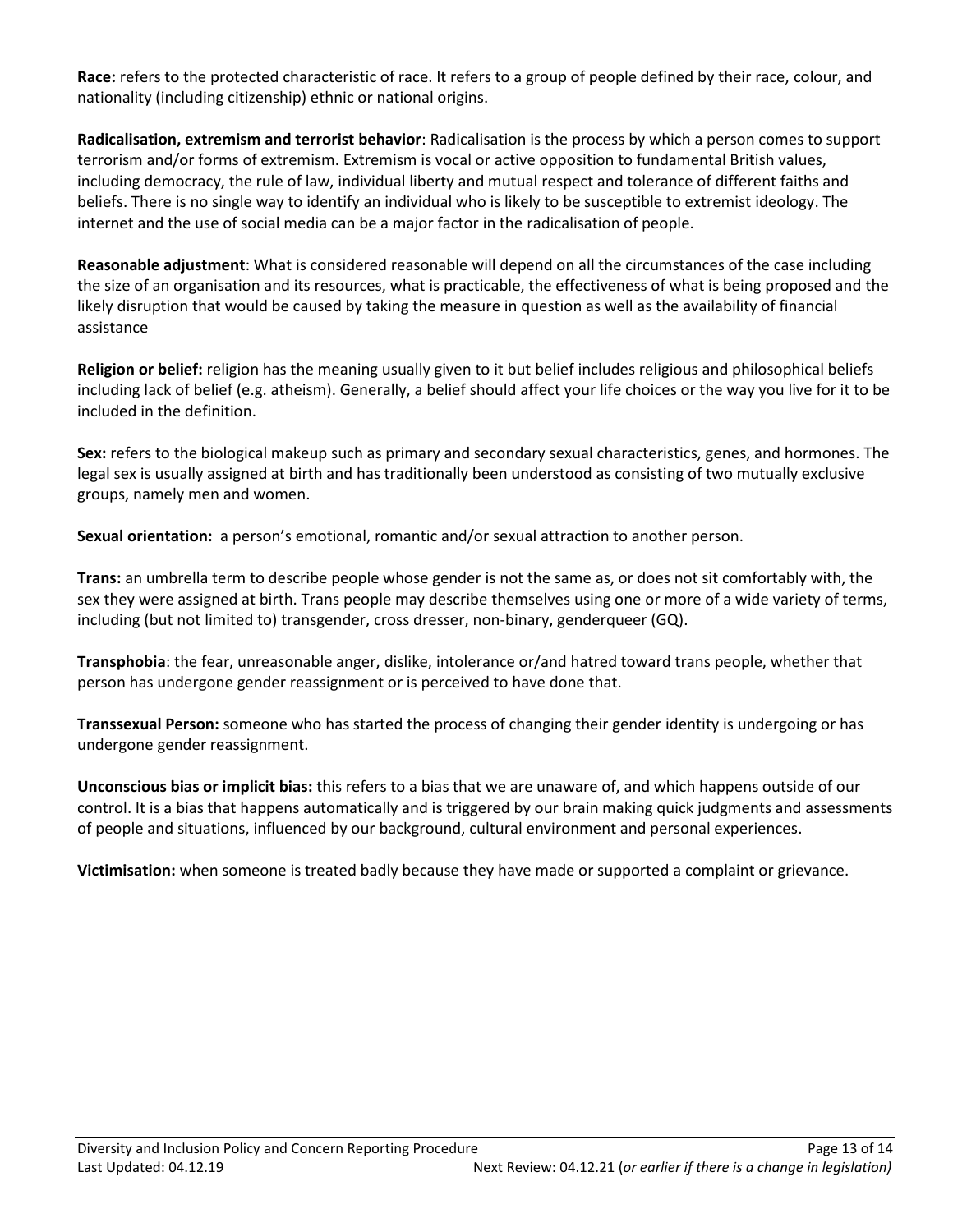**Race:** refers to the protected characteristic of race. It refers to a group of people defined by their race, colour, and nationality (including citizenship) ethnic or national origins.

**Radicalisation, extremism and terrorist behavior**: Radicalisation is the process by which a person comes to support terrorism and/or forms of extremism. Extremism is vocal or active opposition to fundamental British values, including democracy, the rule of law, individual liberty and mutual respect and tolerance of different faiths and beliefs. There is no single way to identify an individual who is likely to be susceptible to extremist ideology. The internet and the use of social media can be a major factor in the radicalisation of people.

**Reasonable adjustment**: What is considered reasonable will depend on all the circumstances of the case including the size of an organisation and its resources, what is practicable, the effectiveness of what is being proposed and the likely disruption that would be caused by taking the measure in question as well as the availability of financial assistance

**Religion or belief:** religion has the meaning usually given to it but belief includes religious and philosophical beliefs including lack of belief (e.g. atheism). Generally, a belief should affect your life choices or the way you live for it to be included in the definition.

**Sex:** refers to the biological makeup such as primary and secondary sexual characteristics, genes, and hormones. The legal sex is usually assigned at birth and has traditionally been understood as consisting of two mutually exclusive groups, namely men and women.

**Sexual orientation:** a person's emotional, romantic and/or sexual attraction to another person.

**Trans:** an umbrella term to describe people whose gender is not the same as, or does not sit comfortably with, the sex they were assigned at birth. Trans people may describe themselves using one or more of a wide variety of terms, including (but not limited to) transgender, cross dresser, non-binary, genderqueer (GQ).

**Transphobia**: the fear, unreasonable anger, dislike, intolerance or/and hatred toward trans people, whether that person has undergone gender reassignment or is perceived to have done that.

**Transsexual Person:** someone who has started the process of changing their gender identity is undergoing or has undergone gender reassignment.

**Unconscious bias or implicit bias:** this refers to a bias that we are unaware of, and which happens outside of our control. It is a bias that happens automatically and is triggered by our brain making quick judgments and assessments of people and situations, influenced by our background, cultural environment and personal experiences.

**Victimisation:** when someone is treated badly because they have made or supported a complaint or grievance.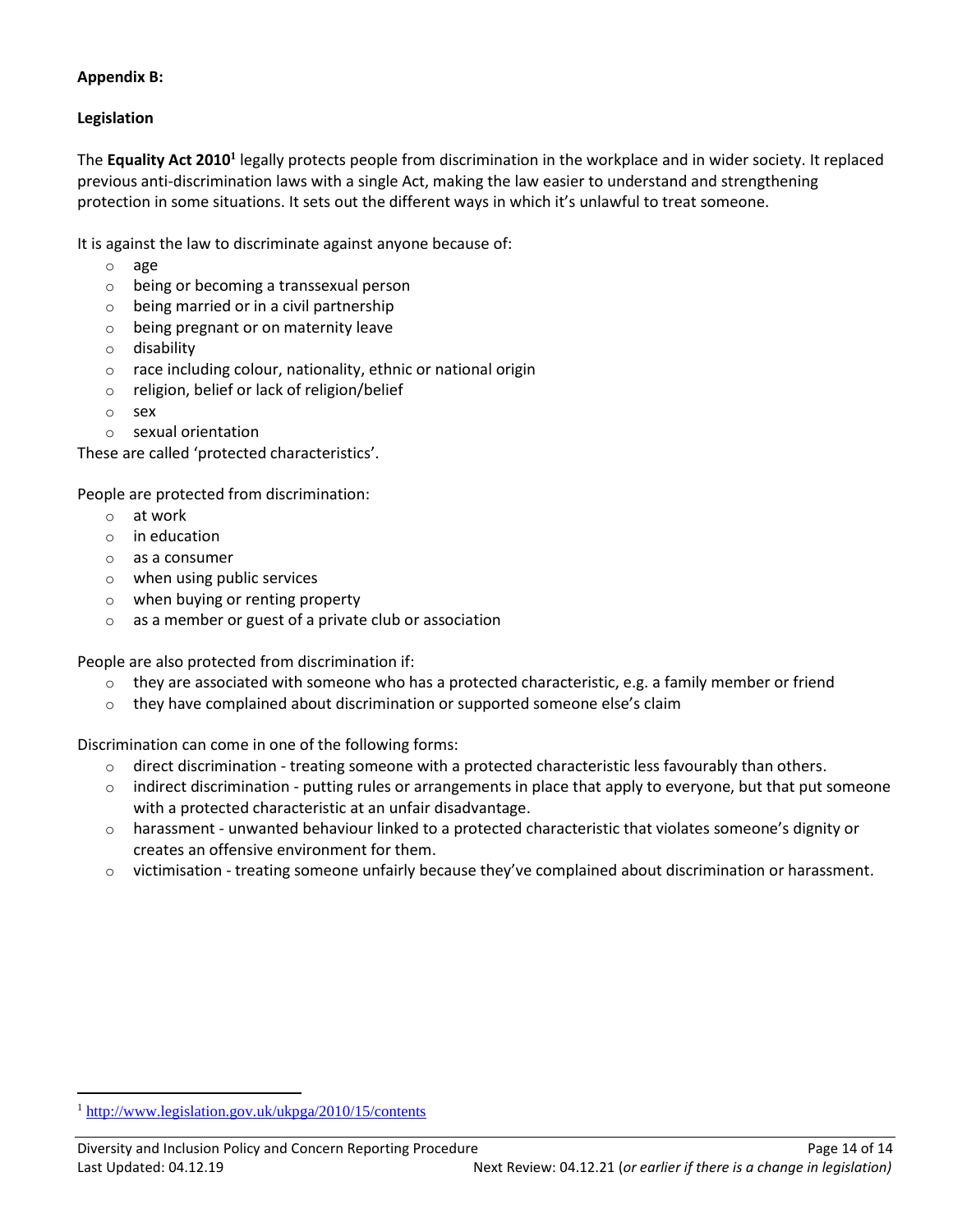**Appendix B:**

**Legislation**

The **Equality Act 2010**[1] legally protects people from discrimination in the workplace and in wider society. It replaced previous anti-discrimination laws with a single Act, making the law easier to understand and strengthening protection in some situations. It sets out the different ways in which it's unlawful to treat someone.

It is against the law to discriminate against anyone because of:

- age
- being or becoming a transsexual person
- being married or in a civil partnership
- being pregnant or on maternity leave
- disability
- race including colour, nationality, ethnic or national origin
- religion, belief or lack of religion/belief
- sex
- sexual orientation

These are called 'protected characteristics'.

People are protected from discrimination:

- at work
- in education
- as a consumer
- when using public services
- when buying or renting property
- as a member or guest of a private club or association

People are also protected from discrimination if:

- they are associated with someone who has a protected characteristic, e.g. a family member or friend
- they have complained about discrimination or supported someone else's claim

Discrimination can come in one of the following forms:

- direct discrimination - treating someone with a protected characteristic less favourably than others.
- indirect discrimination - putting rules or arrangements in place that apply to everyone, but that put someone with a protected characteristic at an unfair disadvantage.
- harassment - unwanted behaviour linked to a protected characteristic that violates someone's dignity or creates an offensive environment for them.
- victimisation - treating someone unfairly because they've complained about discrimination or harassment.

[1] http://www.legislation.gov.uk/ukpga/2010/15/contents